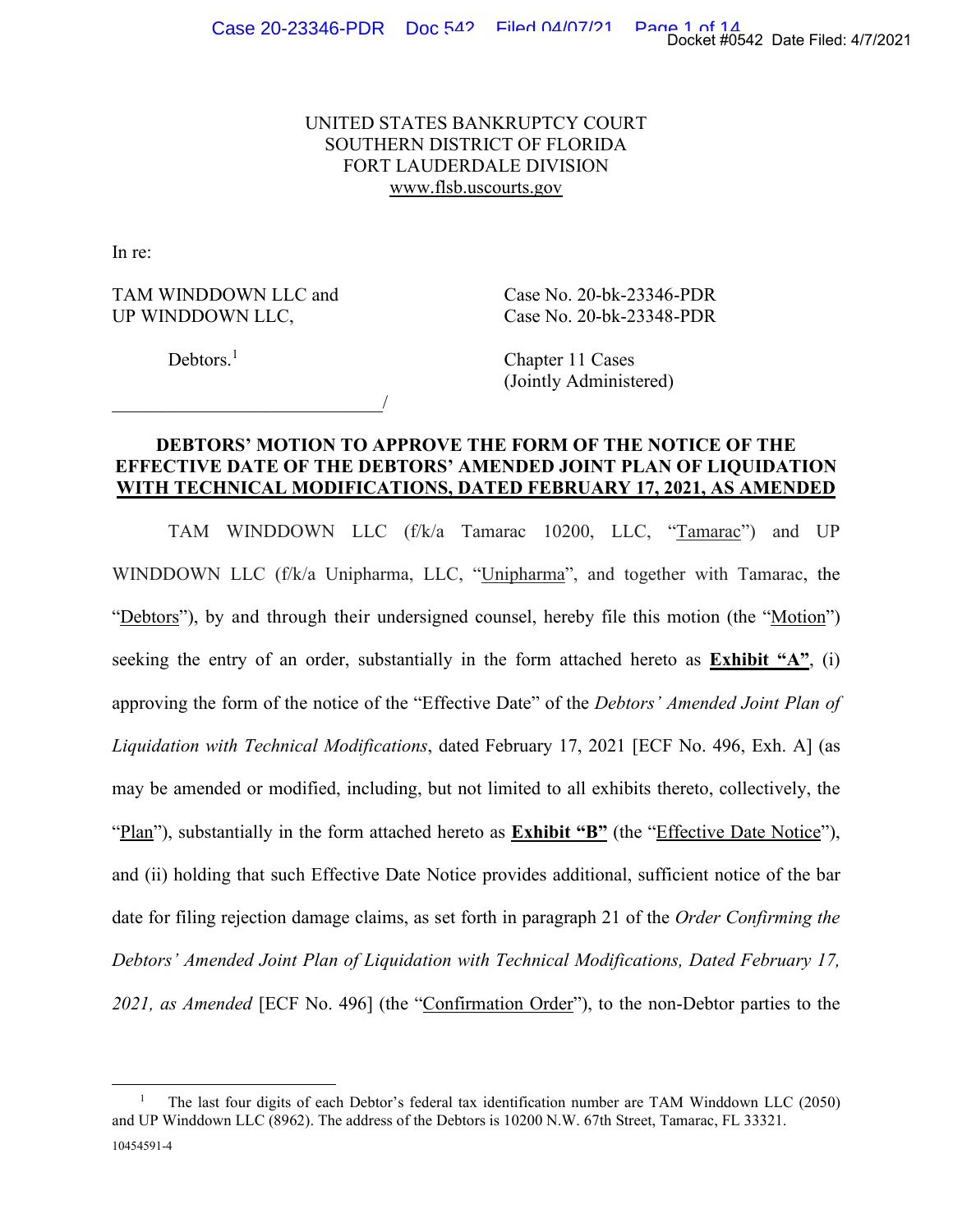UNITED STATES BANKRUPTCY COURT
SOUTHERN DISTRICT OF FLORIDA
FORT LAUDERDALE DIVISION
www.flsb.uscourts.gov

In re:

TAM WINDDOWN LLC and
UP WINDDOWN LLC,

Debtors.[1]

Case No. 20-bk-23346-PDR
Case No. 20-bk-23348-PDR

Chapter 11 Cases
(Jointly Administered)

_______________________________/

**DEBTORS' MOTION TO APPROVE THE FORM OF THE NOTICE OF THE EFFECTIVE DATE OF THE DEBTORS' AMENDED JOINT PLAN OF LIQUIDATION WITH TECHNICAL MODIFICATIONS, DATED FEBRUARY 17, 2021, AS AMENDED**

TAM WINDDOWN LLC (f/k/a Tamarac 10200, LLC, "Tamarac") and UP WINDDOWN LLC (f/k/a Unipharma, LLC, "Unipharma", and together with Tamarac, the "Debtors"), by and through their undersigned counsel, hereby file this motion (the "Motion") seeking the entry of an order, substantially in the form attached hereto as **Exhibit "A"**, (i) approving the form of the notice of the "Effective Date" of the *Debtors' Amended Joint Plan of Liquidation with Technical Modifications*, dated February 17, 2021 [ECF No. 496, Exh. A] (as may be amended or modified, including, but not limited to all exhibits thereto, collectively, the "Plan"), substantially in the form attached hereto as **Exhibit "B"** (the "Effective Date Notice"), and (ii) holding that such Effective Date Notice provides additional, sufficient notice of the bar date for filing rejection damage claims, as set forth in paragraph 21 of the *Order Confirming the Debtors' Amended Joint Plan of Liquidation with Technical Modifications, Dated February 17, 2021, as Amended* [ECF No. 496] (the "Confirmation Order"), to the non-Debtor parties to the

---

[1] The last four digits of each Debtor's federal tax identification number are TAM Winddown LLC (2050) and UP Winddown LLC (8962). The address of the Debtors is 10200 N.W. 67th Street, Tamarac, FL 33321.

10454591-4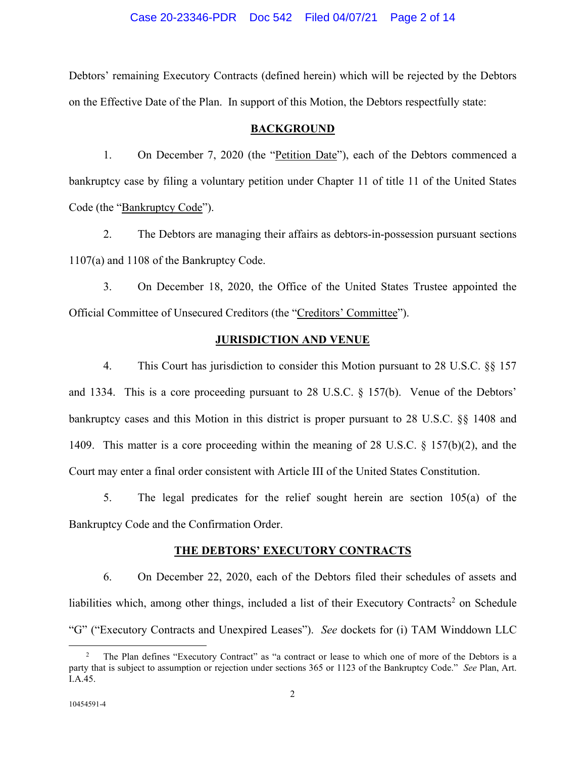Debtors' remaining Executory Contracts (defined herein) which will be rejected by the Debtors on the Effective Date of the Plan. In support of this Motion, the Debtors respectfully state:

## BACKGROUND

1. On December 7, 2020 (the "Petition Date"), each of the Debtors commenced a bankruptcy case by filing a voluntary petition under Chapter 11 of title 11 of the United States Code (the "Bankruptcy Code").

2. The Debtors are managing their affairs as debtors-in-possession pursuant sections 1107(a) and 1108 of the Bankruptcy Code.

3. On December 18, 2020, the Office of the United States Trustee appointed the Official Committee of Unsecured Creditors (the "Creditors' Committee").

## JURISDICTION AND VENUE

4. This Court has jurisdiction to consider this Motion pursuant to 28 U.S.C. §§ 157 and 1334. This is a core proceeding pursuant to 28 U.S.C. § 157(b). Venue of the Debtors' bankruptcy cases and this Motion in this district is proper pursuant to 28 U.S.C. §§ 1408 and 1409. This matter is a core proceeding within the meaning of 28 U.S.C. § 157(b)(2), and the Court may enter a final order consistent with Article III of the United States Constitution.

5. The legal predicates for the relief sought herein are section 105(a) of the Bankruptcy Code and the Confirmation Order.

## THE DEBTORS' EXECUTORY CONTRACTS

6. On December 22, 2020, each of the Debtors filed their schedules of assets and liabilities which, among other things, included a list of their Executory Contracts[2] on Schedule "G" ("Executory Contracts and Unexpired Leases"). *See* dockets for (i) TAM Winddown LLC

---

[2] The Plan defines "Executory Contract" as "a contract or lease to which one of more of the Debtors is a party that is subject to assumption or rejection under sections 365 or 1123 of the Bankruptcy Code." *See* Plan, Art. I.A.45.

10454591-4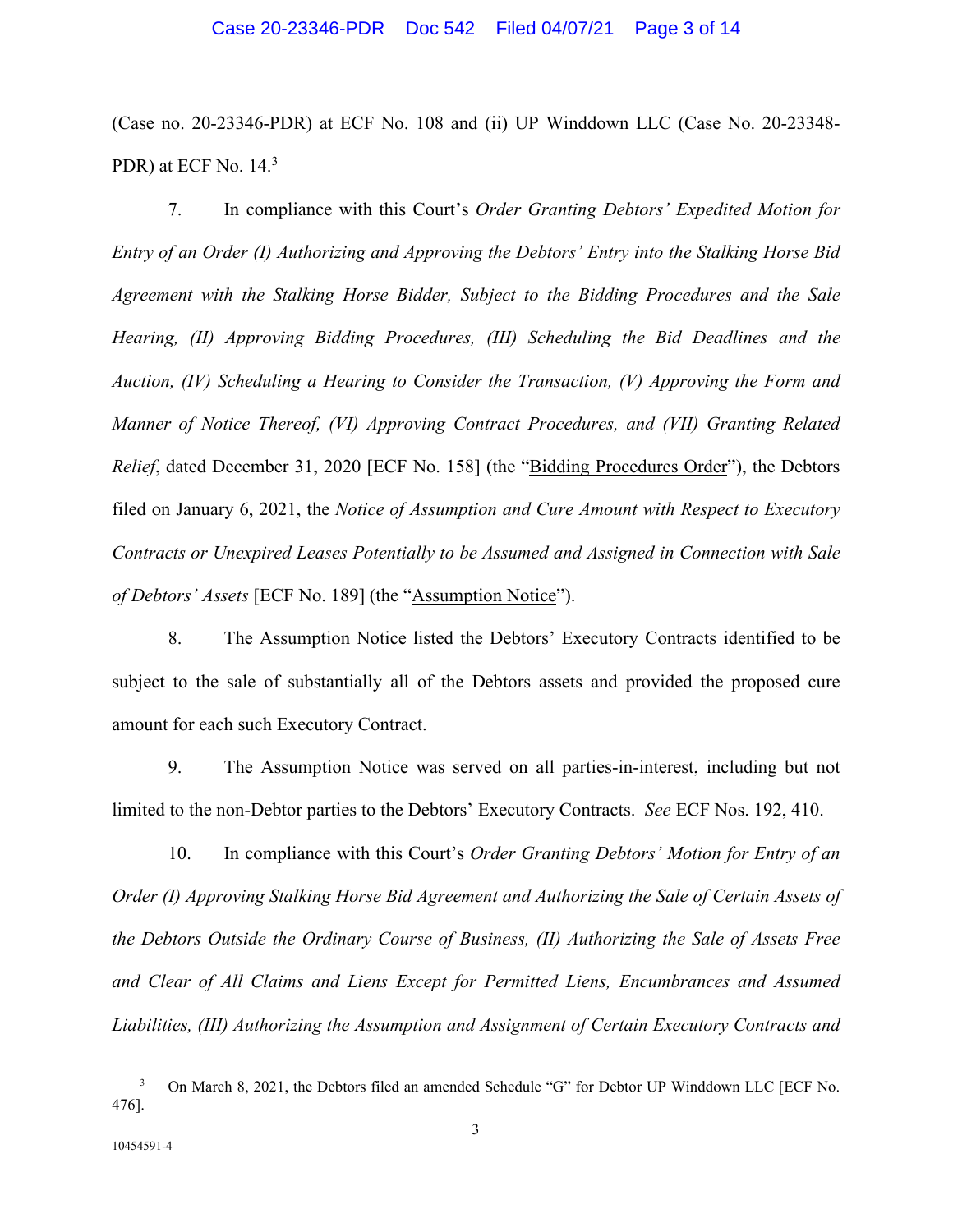(Case no. 20-23346-PDR) at ECF No. 108 and (ii) UP Winddown LLC (Case No. 20-23348-PDR) at ECF No. 14.[3]

7. In compliance with this Court's *Order Granting Debtors' Expedited Motion for Entry of an Order (I) Authorizing and Approving the Debtors' Entry into the Stalking Horse Bid Agreement with the Stalking Horse Bidder, Subject to the Bidding Procedures and the Sale Hearing, (II) Approving Bidding Procedures, (III) Scheduling the Bid Deadlines and the Auction, (IV) Scheduling a Hearing to Consider the Transaction, (V) Approving the Form and Manner of Notice Thereof, (VI) Approving Contract Procedures, and (VII) Granting Related Relief*, dated December 31, 2020 [ECF No. 158] (the "Bidding Procedures Order"), the Debtors filed on January 6, 2021, the *Notice of Assumption and Cure Amount with Respect to Executory Contracts or Unexpired Leases Potentially to be Assumed and Assigned in Connection with Sale of Debtors' Assets* [ECF No. 189] (the "Assumption Notice").

8. The Assumption Notice listed the Debtors' Executory Contracts identified to be subject to the sale of substantially all of the Debtors assets and provided the proposed cure amount for each such Executory Contract.

9. The Assumption Notice was served on all parties-in-interest, including but not limited to the non-Debtor parties to the Debtors' Executory Contracts. *See* ECF Nos. 192, 410.

10. In compliance with this Court's *Order Granting Debtors' Motion for Entry of an Order (I) Approving Stalking Horse Bid Agreement and Authorizing the Sale of Certain Assets of the Debtors Outside the Ordinary Course of Business, (II) Authorizing the Sale of Assets Free and Clear of All Claims and Liens Except for Permitted Liens, Encumbrances and Assumed Liabilities, (III) Authorizing the Assumption and Assignment of Certain Executory Contracts and*

---

[3] On March 8, 2021, the Debtors filed an amended Schedule "G" for Debtor UP Winddown LLC [ECF No. 476].

10454591-4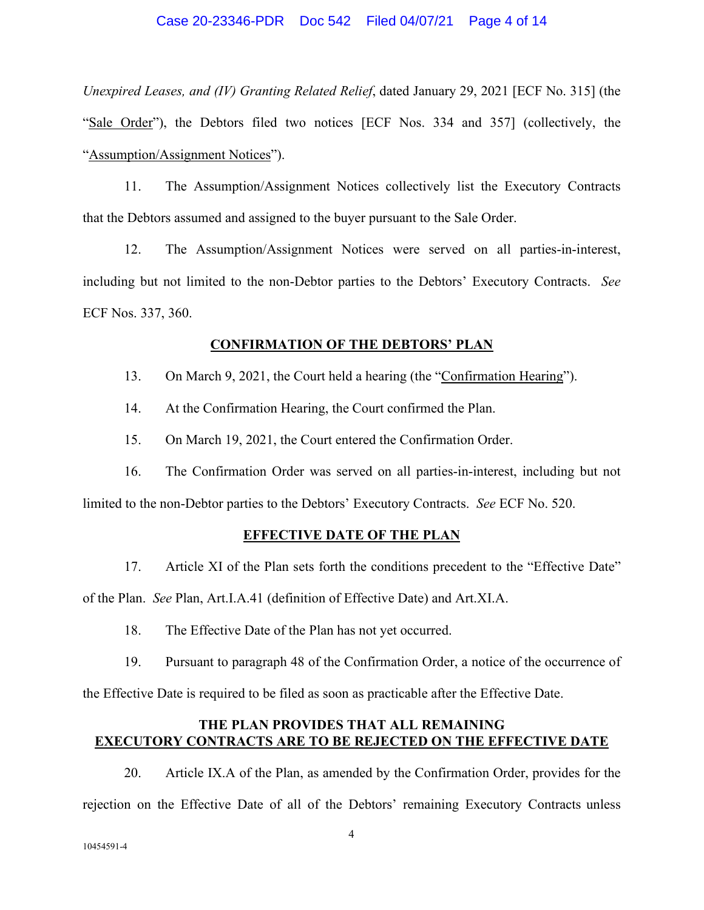*Unexpired Leases, and (IV) Granting Related Relief*, dated January 29, 2021 [ECF No. 315] (the "Sale Order"), the Debtors filed two notices [ECF Nos. 334 and 357] (collectively, the "Assumption/Assignment Notices").

11. The Assumption/Assignment Notices collectively list the Executory Contracts that the Debtors assumed and assigned to the buyer pursuant to the Sale Order.

12. The Assumption/Assignment Notices were served on all parties-in-interest, including but not limited to the non-Debtor parties to the Debtors' Executory Contracts. *See* ECF Nos. 337, 360.

## CONFIRMATION OF THE DEBTORS' PLAN

13. On March 9, 2021, the Court held a hearing (the "Confirmation Hearing").

14. At the Confirmation Hearing, the Court confirmed the Plan.

15. On March 19, 2021, the Court entered the Confirmation Order.

16. The Confirmation Order was served on all parties-in-interest, including but not limited to the non-Debtor parties to the Debtors' Executory Contracts. *See* ECF No. 520.

## EFFECTIVE DATE OF THE PLAN

17. Article XI of the Plan sets forth the conditions precedent to the "Effective Date" of the Plan. *See* Plan, Art.I.A.41 (definition of Effective Date) and Art.XI.A.

18. The Effective Date of the Plan has not yet occurred.

19. Pursuant to paragraph 48 of the Confirmation Order, a notice of the occurrence of the Effective Date is required to be filed as soon as practicable after the Effective Date.

## THE PLAN PROVIDES THAT ALL REMAINING EXECUTORY CONTRACTS ARE TO BE REJECTED ON THE EFFECTIVE DATE

20. Article IX.A of the Plan, as amended by the Confirmation Order, provides for the rejection on the Effective Date of all of the Debtors' remaining Executory Contracts unless

10454591-4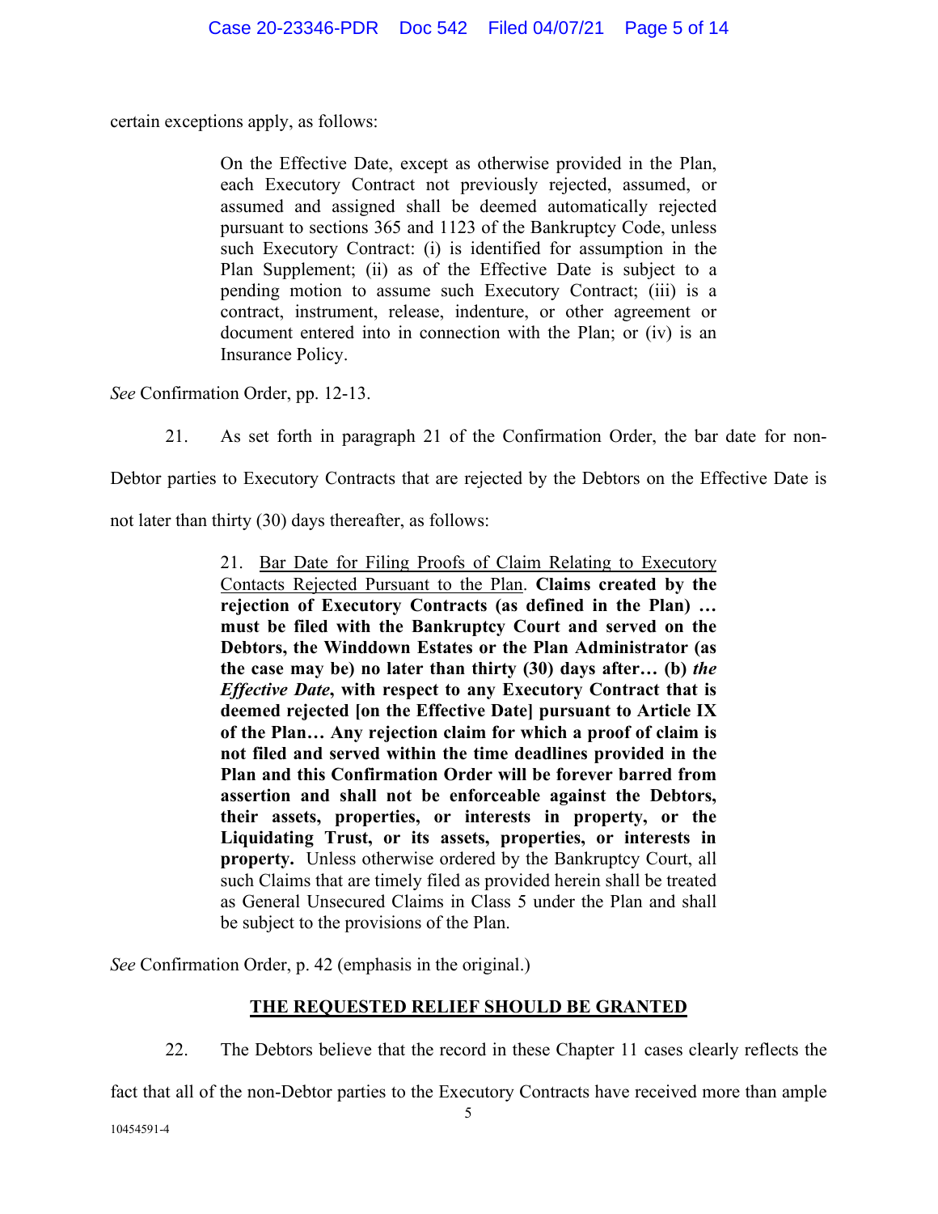certain exceptions apply, as follows:

> On the Effective Date, except as otherwise provided in the Plan, each Executory Contract not previously rejected, assumed, or assumed and assigned shall be deemed automatically rejected pursuant to sections 365 and 1123 of the Bankruptcy Code, unless such Executory Contract: (i) is identified for assumption in the Plan Supplement; (ii) as of the Effective Date is subject to a pending motion to assume such Executory Contract; (iii) is a contract, instrument, release, indenture, or other agreement or document entered into in connection with the Plan; or (iv) is an Insurance Policy.

*See* Confirmation Order, pp. 12-13.

21. As set forth in paragraph 21 of the Confirmation Order, the bar date for non-Debtor parties to Executory Contracts that are rejected by the Debtors on the Effective Date is not later than thirty (30) days thereafter, as follows:

> 21. <u>Bar Date for Filing Proofs of Claim Relating to Executory Contacts Rejected Pursuant to the Plan</u>. **Claims created by the rejection of Executory Contracts (as defined in the Plan) … must be filed with the Bankruptcy Court and served on the Debtors, the Winddown Estates or the Plan Administrator (as the case may be) no later than thirty (30) days after… (b) *the Effective Date*, with respect to any Executory Contract that is deemed rejected [on the Effective Date] pursuant to Article IX of the Plan… Any rejection claim for which a proof of claim is not filed and served within the time deadlines provided in the Plan and this Confirmation Order will be forever barred from assertion and shall not be enforceable against the Debtors, their assets, properties, or interests in property, or the Liquidating Trust, or its assets, properties, or interests in property.** Unless otherwise ordered by the Bankruptcy Court, all such Claims that are timely filed as provided herein shall be treated as General Unsecured Claims in Class 5 under the Plan and shall be subject to the provisions of the Plan.

*See* Confirmation Order, p. 42 (emphasis in the original.)

## <u>THE REQUESTED RELIEF SHOULD BE GRANTED</u>

22. The Debtors believe that the record in these Chapter 11 cases clearly reflects the fact that all of the non-Debtor parties to the Executory Contracts have received more than ample

10454591-4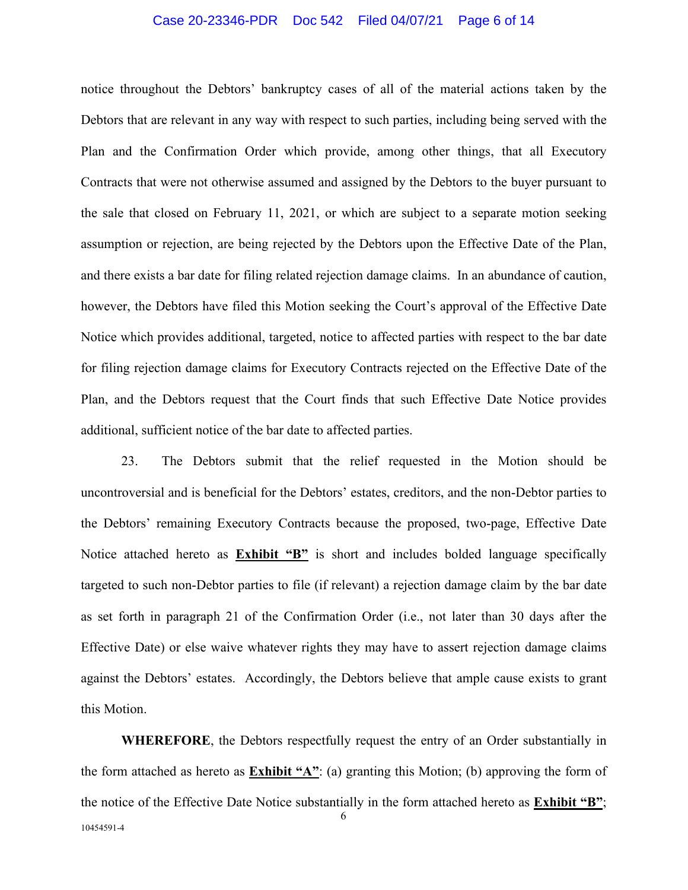notice throughout the Debtors' bankruptcy cases of all of the material actions taken by the Debtors that are relevant in any way with respect to such parties, including being served with the Plan and the Confirmation Order which provide, among other things, that all Executory Contracts that were not otherwise assumed and assigned by the Debtors to the buyer pursuant to the sale that closed on February 11, 2021, or which are subject to a separate motion seeking assumption or rejection, are being rejected by the Debtors upon the Effective Date of the Plan, and there exists a bar date for filing related rejection damage claims. In an abundance of caution, however, the Debtors have filed this Motion seeking the Court's approval of the Effective Date Notice which provides additional, targeted, notice to affected parties with respect to the bar date for filing rejection damage claims for Executory Contracts rejected on the Effective Date of the Plan, and the Debtors request that the Court finds that such Effective Date Notice provides additional, sufficient notice of the bar date to affected parties.

23. The Debtors submit that the relief requested in the Motion should be uncontroversial and is beneficial for the Debtors' estates, creditors, and the non-Debtor parties to the Debtors' remaining Executory Contracts because the proposed, two-page, Effective Date Notice attached hereto as **Exhibit "B"** is short and includes bolded language specifically targeted to such non-Debtor parties to file (if relevant) a rejection damage claim by the bar date as set forth in paragraph 21 of the Confirmation Order (i.e., not later than 30 days after the Effective Date) or else waive whatever rights they may have to assert rejection damage claims against the Debtors' estates. Accordingly, the Debtors believe that ample cause exists to grant this Motion.

**WHEREFORE**, the Debtors respectfully request the entry of an Order substantially in the form attached as hereto as **Exhibit "A"**: (a) granting this Motion; (b) approving the form of the notice of the Effective Date Notice substantially in the form attached hereto as **Exhibit "B"**;

10454591-4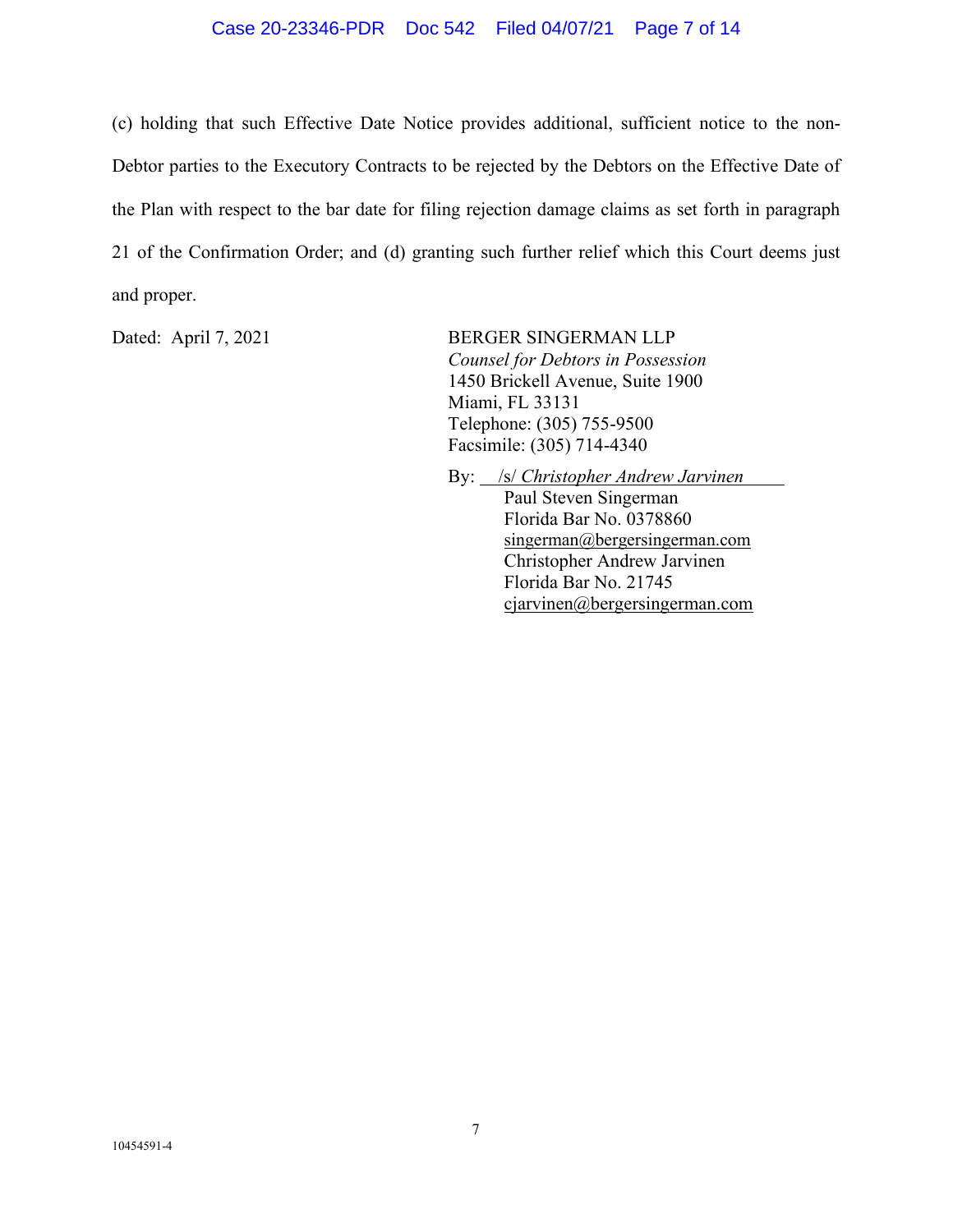(c) holding that such Effective Date Notice provides additional, sufficient notice to the non-Debtor parties to the Executory Contracts to be rejected by the Debtors on the Effective Date of the Plan with respect to the bar date for filing rejection damage claims as set forth in paragraph 21 of the Confirmation Order; and (d) granting such further relief which this Court deems just and proper.

Dated: April 7, 2021

BERGER SINGERMAN LLP
*Counsel for Debtors in Possession*
1450 Brickell Avenue, Suite 1900
Miami, FL 33131
Telephone: (305) 755-9500
Facsimile: (305) 714-4340

By: /s/ *Christopher Andrew Jarvinen*
Paul Steven Singerman
Florida Bar No. 0378860
singerman@bergersingerman.com
Christopher Andrew Jarvinen
Florida Bar No. 21745
cjarvinen@bergersingerman.com

10454591-4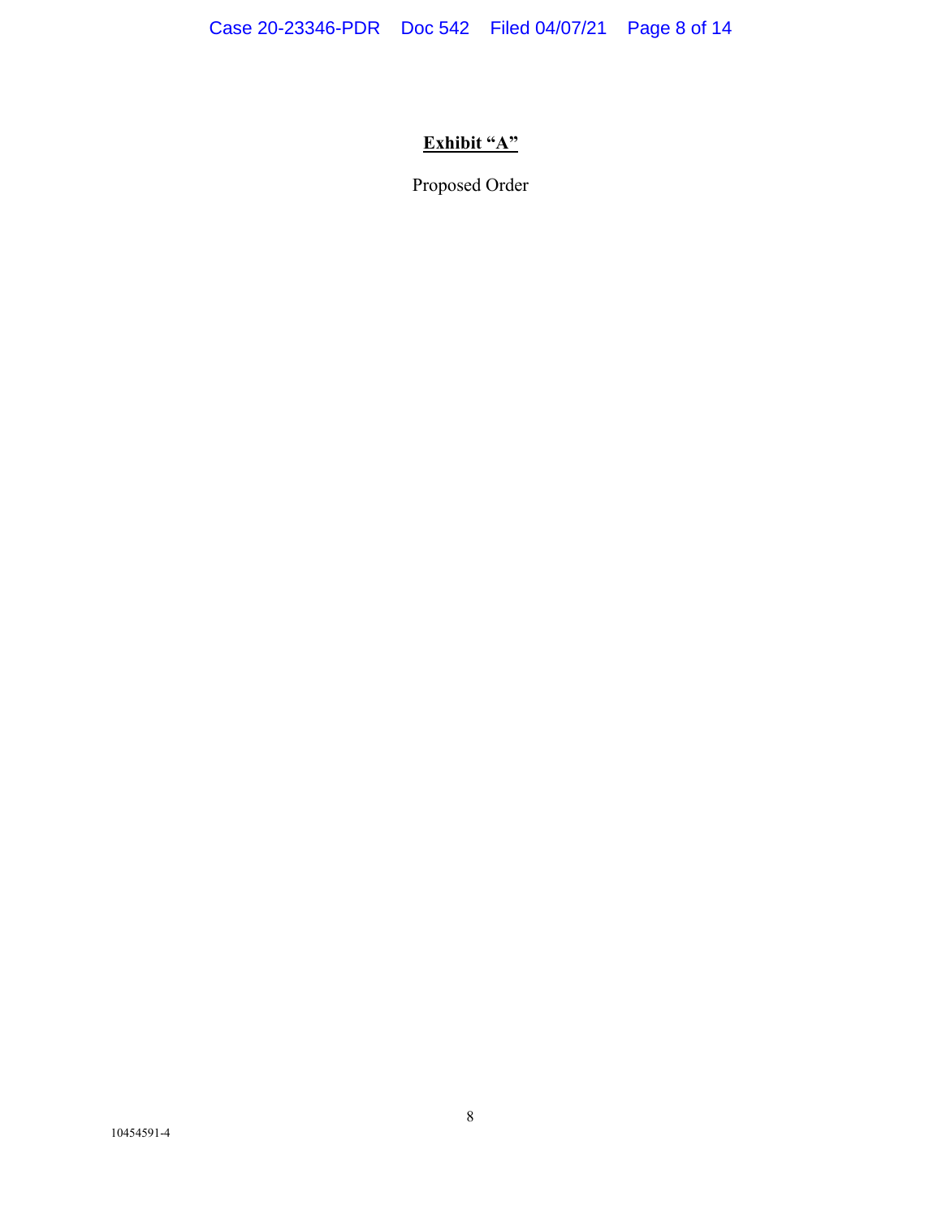**Exhibit "A"**

Proposed Order

10454591-4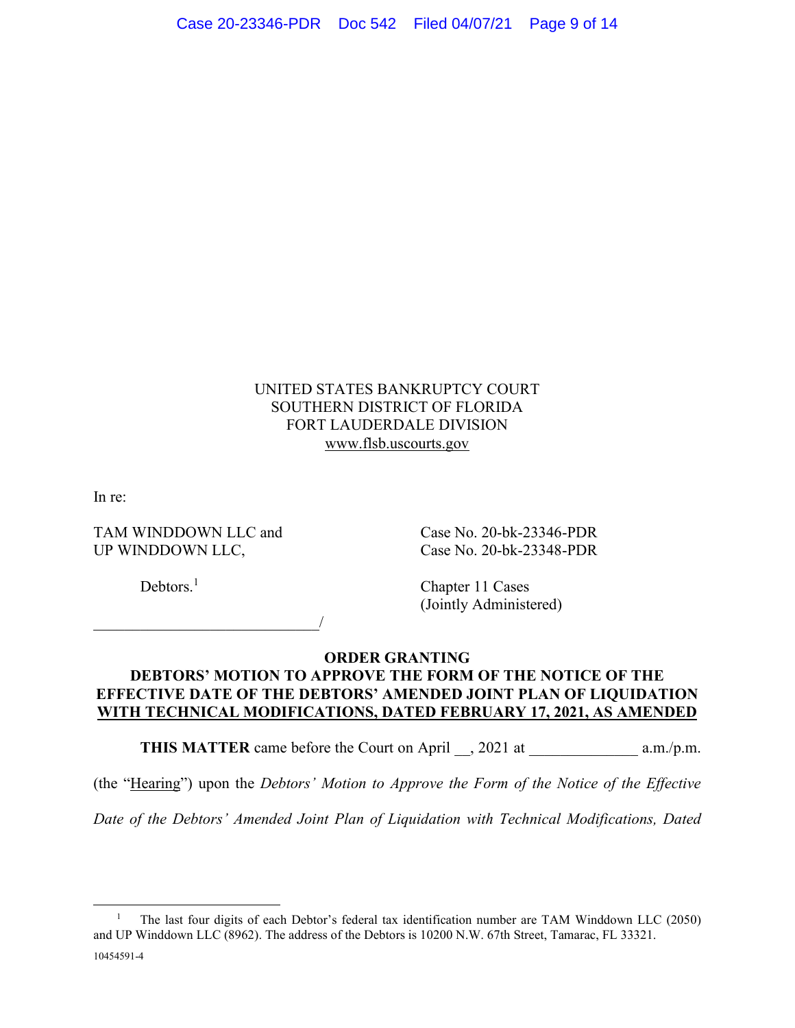UNITED STATES BANKRUPTCY COURT
SOUTHERN DISTRICT OF FLORIDA
FORT LAUDERDALE DIVISION
www.flsb.uscourts.gov

In re:

TAM WINDDOWN LLC and
UP WINDDOWN LLC,

Debtors.[1]

Case No. 20-bk-23346-PDR
Case No. 20-bk-23348-PDR

Chapter 11 Cases
(Jointly Administered)

_____________________________/

**ORDER GRANTING**
**DEBTORS' MOTION TO APPROVE THE FORM OF THE NOTICE OF THE EFFECTIVE DATE OF THE DEBTORS' AMENDED JOINT PLAN OF LIQUIDATION WITH TECHNICAL MODIFICATIONS, DATED FEBRUARY 17, 2021, AS AMENDED**

**THIS MATTER** came before the Court on April __, 2021 at _____________ a.m./p.m. (the "Hearing") upon the *Debtors' Motion to Approve the Form of the Notice of the Effective Date of the Debtors' Amended Joint Plan of Liquidation with Technical Modifications, Dated*

[1] The last four digits of each Debtor's federal tax identification number are TAM Winddown LLC (2050) and UP Winddown LLC (8962). The address of the Debtors is 10200 N.W. 67th Street, Tamarac, FL 33321.

10454591-4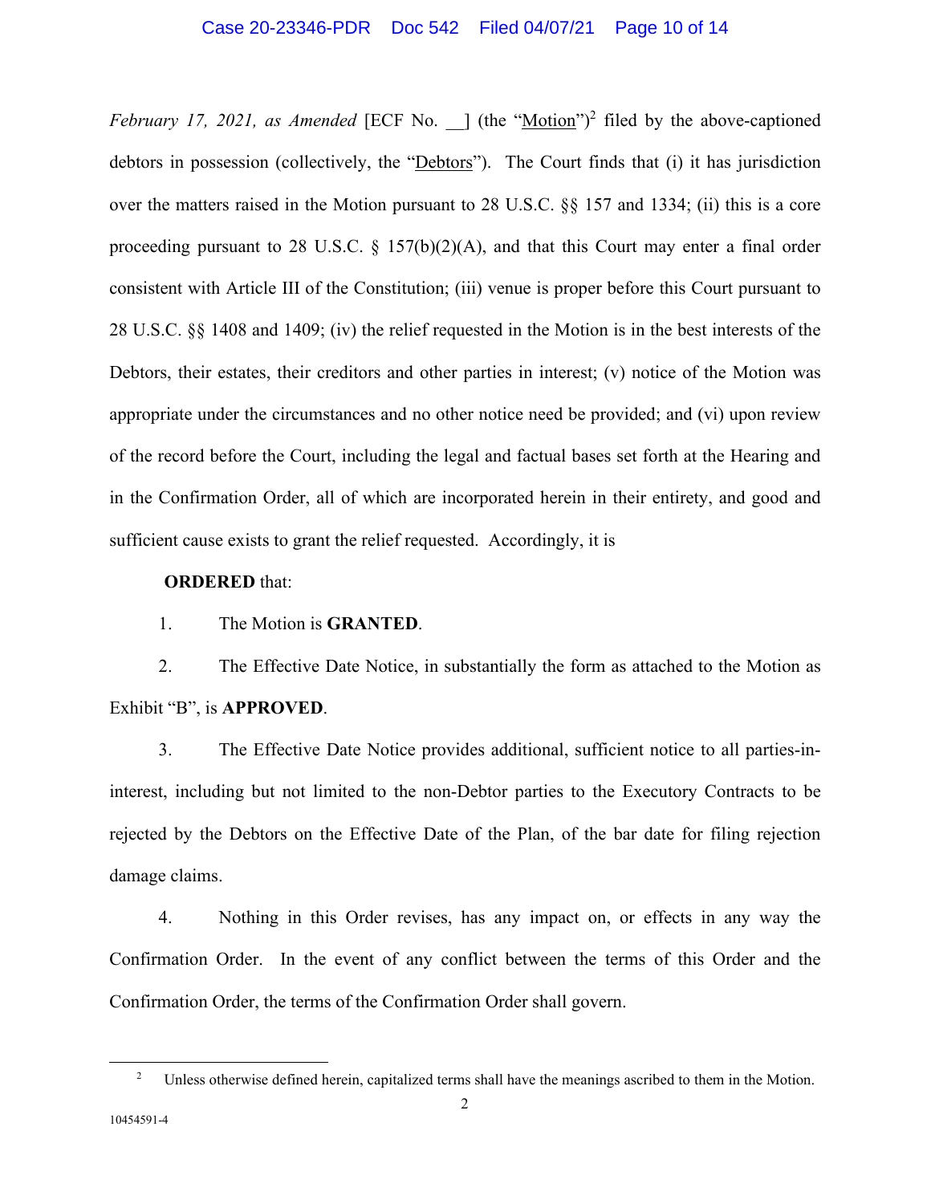*February 17, 2021, as Amended* [ECF No. __] (the "Motion")[2] filed by the above-captioned debtors in possession (collectively, the "Debtors"). The Court finds that (i) it has jurisdiction over the matters raised in the Motion pursuant to 28 U.S.C. §§ 157 and 1334; (ii) this is a core proceeding pursuant to 28 U.S.C. § 157(b)(2)(A), and that this Court may enter a final order consistent with Article III of the Constitution; (iii) venue is proper before this Court pursuant to 28 U.S.C. §§ 1408 and 1409; (iv) the relief requested in the Motion is in the best interests of the Debtors, their estates, their creditors and other parties in interest; (v) notice of the Motion was appropriate under the circumstances and no other notice need be provided; and (vi) upon review of the record before the Court, including the legal and factual bases set forth at the Hearing and in the Confirmation Order, all of which are incorporated herein in their entirety, and good and sufficient cause exists to grant the relief requested. Accordingly, it is

**ORDERED** that:

1. The Motion is **GRANTED**.

2. The Effective Date Notice, in substantially the form as attached to the Motion as Exhibit "B", is **APPROVED**.

3. The Effective Date Notice provides additional, sufficient notice to all parties-in-interest, including but not limited to the non-Debtor parties to the Executory Contracts to be rejected by the Debtors on the Effective Date of the Plan, of the bar date for filing rejection damage claims.

4. Nothing in this Order revises, has any impact on, or effects in any way the Confirmation Order. In the event of any conflict between the terms of this Order and the Confirmation Order, the terms of the Confirmation Order shall govern.

[2] Unless otherwise defined herein, capitalized terms shall have the meanings ascribed to them in the Motion.

10454591-4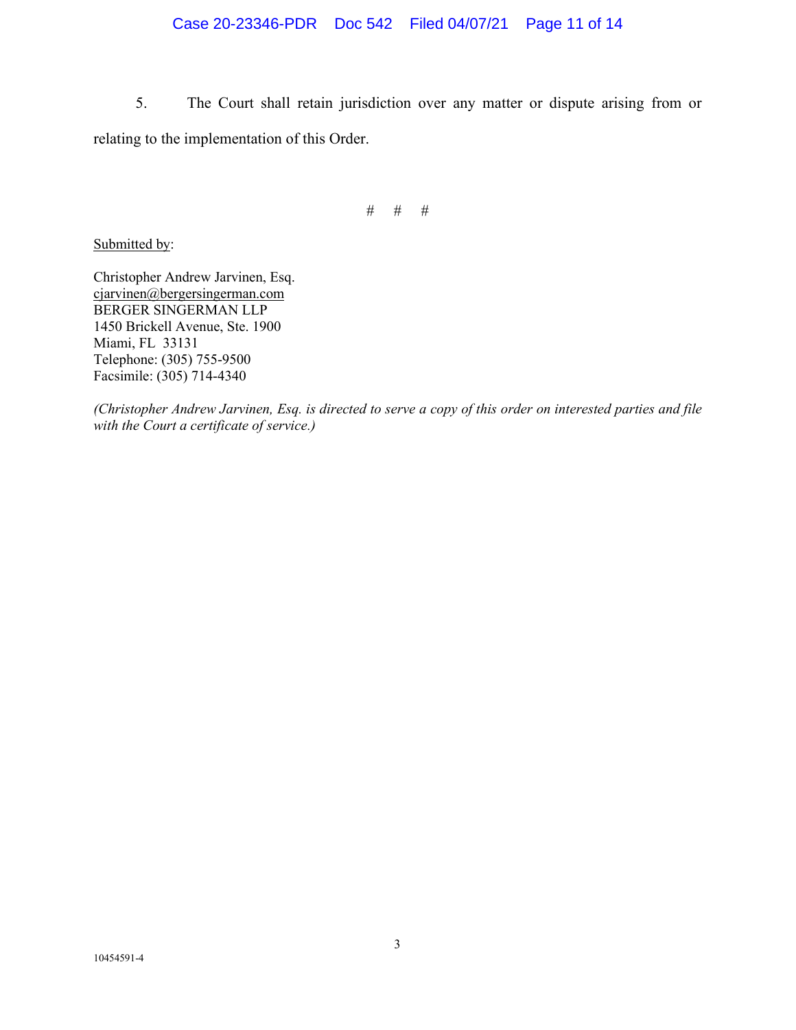5. The Court shall retain jurisdiction over any matter or dispute arising from or relating to the implementation of this Order.

# # #

Submitted by:

Christopher Andrew Jarvinen, Esq.
cjarvinen@bergersingerman.com
BERGER SINGERMAN LLP
1450 Brickell Avenue, Ste. 1900
Miami, FL 33131
Telephone: (305) 755-9500
Facsimile: (305) 714-4340

*(Christopher Andrew Jarvinen, Esq. is directed to serve a copy of this order on interested parties and file with the Court a certificate of service.)*

10454591-4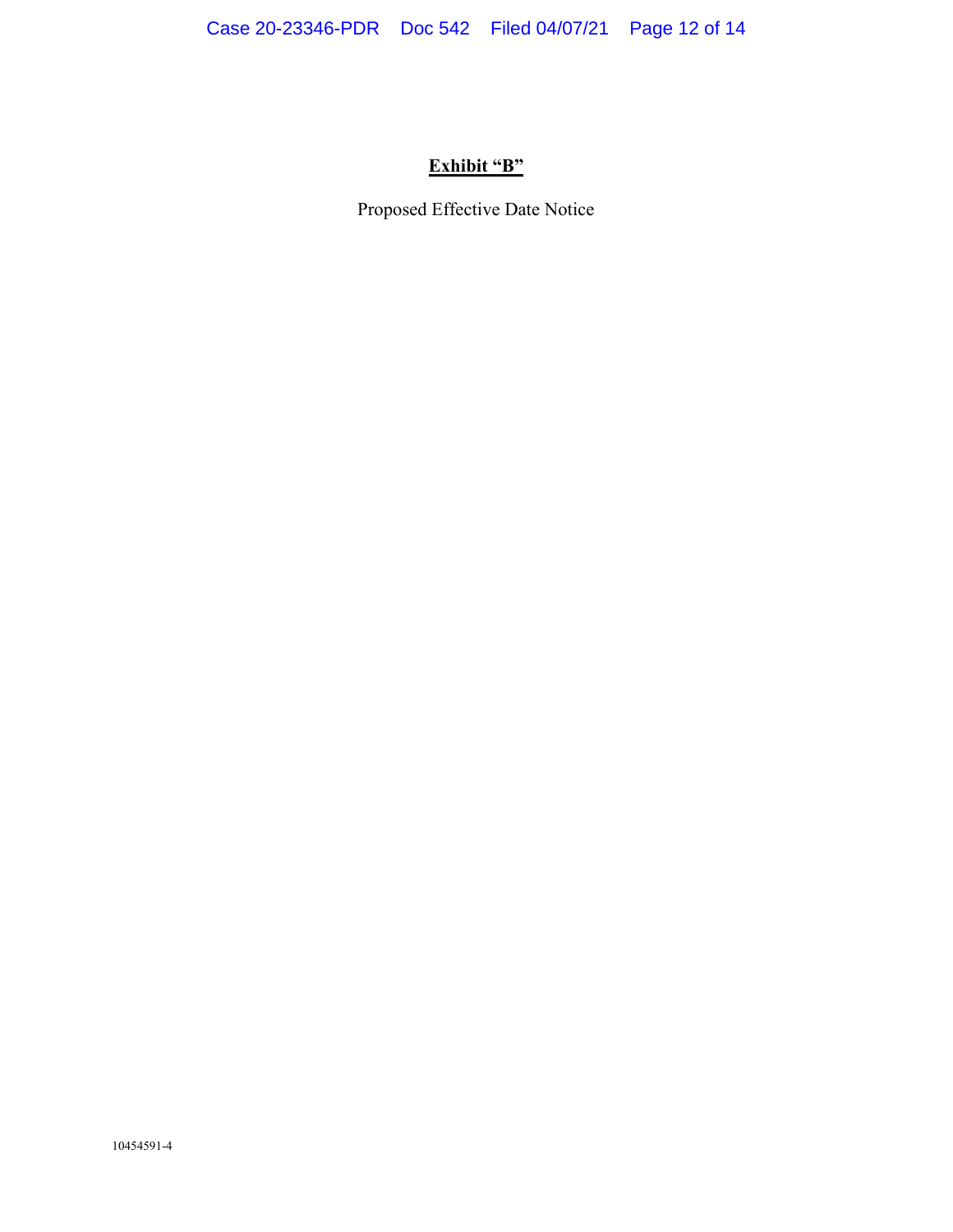**<u>Exhibit "B"</u>**

Proposed Effective Date Notice

10454591-4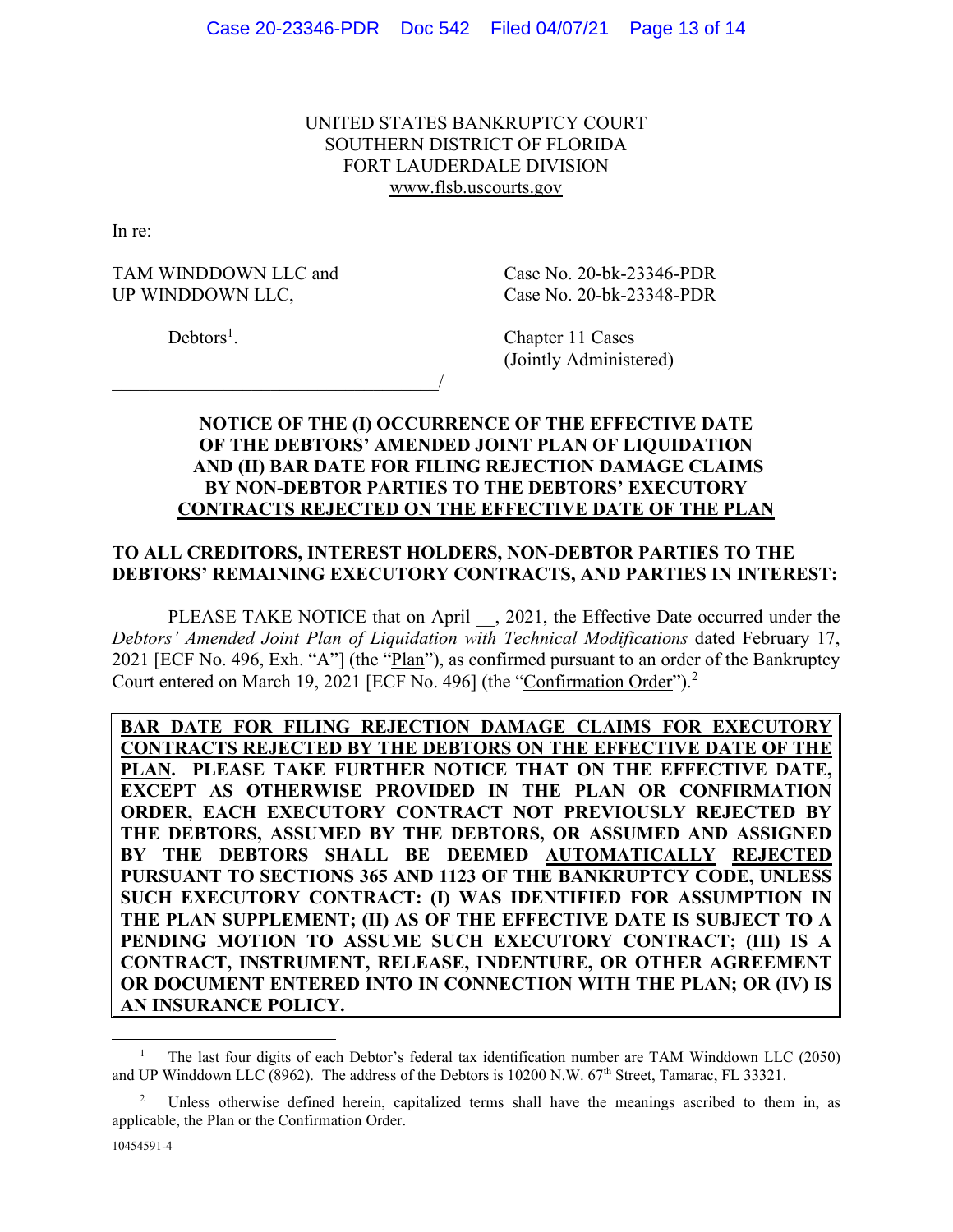UNITED STATES BANKRUPTCY COURT
SOUTHERN DISTRICT OF FLORIDA
FORT LAUDERDALE DIVISION
www.flsb.uscourts.gov

In re:

TAM WINDDOWN LLC and
UP WINDDOWN LLC,

Debtors[1].

Case No. 20-bk-23346-PDR
Case No. 20-bk-23348-PDR

Chapter 11 Cases
(Jointly Administered)

______________________________________/

**NOTICE OF THE (I) OCCURRENCE OF THE EFFECTIVE DATE OF THE DEBTORS' AMENDED JOINT PLAN OF LIQUIDATION AND (II) BAR DATE FOR FILING REJECTION DAMAGE CLAIMS BY NON-DEBTOR PARTIES TO THE DEBTORS' EXECUTORY CONTRACTS REJECTED ON THE EFFECTIVE DATE OF THE PLAN**

**TO ALL CREDITORS, INTEREST HOLDERS, NON-DEBTOR PARTIES TO THE DEBTORS' REMAINING EXECUTORY CONTRACTS, AND PARTIES IN INTEREST:**

PLEASE TAKE NOTICE that on April __, 2021, the Effective Date occurred under the *Debtors' Amended Joint Plan of Liquidation with Technical Modifications* dated February 17, 2021 [ECF No. 496, Exh. "A"] (the "Plan"), as confirmed pursuant to an order of the Bankruptcy Court entered on March 19, 2021 [ECF No. 496] (the "Confirmation Order").[2]

**BAR DATE FOR FILING REJECTION DAMAGE CLAIMS FOR EXECUTORY CONTRACTS REJECTED BY THE DEBTORS ON THE EFFECTIVE DATE OF THE PLAN. PLEASE TAKE FURTHER NOTICE THAT ON THE EFFECTIVE DATE, EXCEPT AS OTHERWISE PROVIDED IN THE PLAN OR CONFIRMATION ORDER, EACH EXECUTORY CONTRACT NOT PREVIOUSLY REJECTED BY THE DEBTORS, ASSUMED BY THE DEBTORS, OR ASSUMED AND ASSIGNED BY THE DEBTORS SHALL BE DEEMED AUTOMATICALLY REJECTED PURSUANT TO SECTIONS 365 AND 1123 OF THE BANKRUPTCY CODE, UNLESS SUCH EXECUTORY CONTRACT: (I) WAS IDENTIFIED FOR ASSUMPTION IN THE PLAN SUPPLEMENT; (II) AS OF THE EFFECTIVE DATE IS SUBJECT TO A PENDING MOTION TO ASSUME SUCH EXECUTORY CONTRACT; (III) IS A CONTRACT, INSTRUMENT, RELEASE, INDENTURE, OR OTHER AGREEMENT OR DOCUMENT ENTERED INTO IN CONNECTION WITH THE PLAN; OR (IV) IS AN INSURANCE POLICY.**

[1] The last four digits of each Debtor's federal tax identification number are TAM Winddown LLC (2050) and UP Winddown LLC (8962). The address of the Debtors is 10200 N.W. 67th Street, Tamarac, FL 33321.

[2] Unless otherwise defined herein, capitalized terms shall have the meanings ascribed to them in, as applicable, the Plan or the Confirmation Order.

10454591-4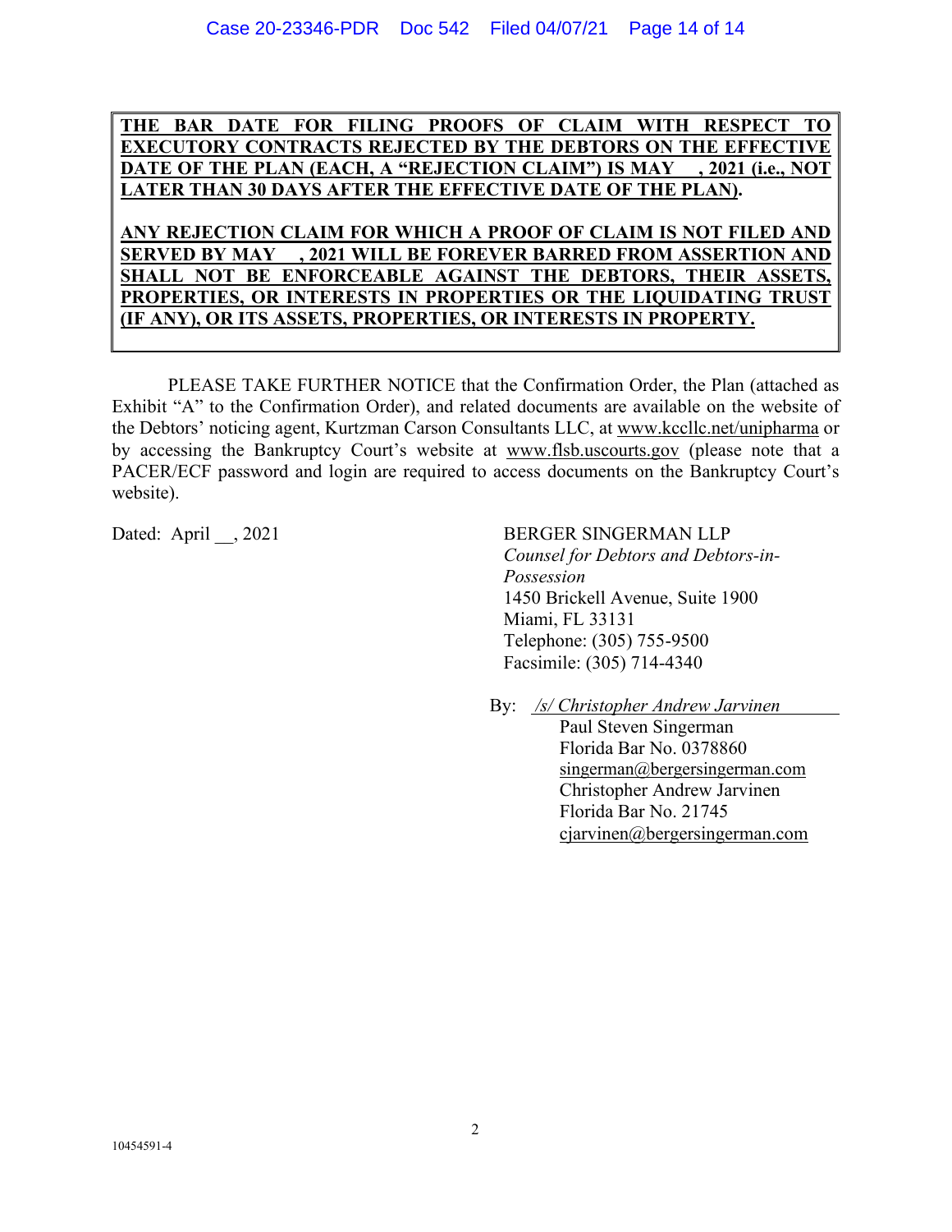**THE BAR DATE FOR FILING PROOFS OF CLAIM WITH RESPECT TO EXECUTORY CONTRACTS REJECTED BY THE DEBTORS ON THE EFFECTIVE DATE OF THE PLAN (EACH, A "REJECTION CLAIM") IS MAY \_\_, 2021 (i.e., NOT LATER THAN 30 DAYS AFTER THE EFFECTIVE DATE OF THE PLAN).**

**ANY REJECTION CLAIM FOR WHICH A PROOF OF CLAIM IS NOT FILED AND SERVED BY MAY \_\_, 2021 WILL BE FOREVER BARRED FROM ASSERTION AND SHALL NOT BE ENFORCEABLE AGAINST THE DEBTORS, THEIR ASSETS, PROPERTIES, OR INTERESTS IN PROPERTIES OR THE LIQUIDATING TRUST (IF ANY), OR ITS ASSETS, PROPERTIES, OR INTERESTS IN PROPERTY.**

PLEASE TAKE FURTHER NOTICE that the Confirmation Order, the Plan (attached as Exhibit "A" to the Confirmation Order), and related documents are available on the website of the Debtors' noticing agent, Kurtzman Carson Consultants LLC, at www.kccllc.net/unipharma or by accessing the Bankruptcy Court's website at www.flsb.uscourts.gov (please note that a PACER/ECF password and login are required to access documents on the Bankruptcy Court's website).

Dated: April \_\_, 2021

BERGER SINGERMAN LLP
*Counsel for Debtors and Debtors-in-Possession*
1450 Brickell Avenue, Suite 1900
Miami, FL 33131
Telephone: (305) 755-9500
Facsimile: (305) 714-4340

By: */s/ Christopher Andrew Jarvinen*
Paul Steven Singerman
Florida Bar No. 0378860
singerman@bergersingerman.com
Christopher Andrew Jarvinen
Florida Bar No. 21745
cjarvinen@bergersingerman.com

10454591-4